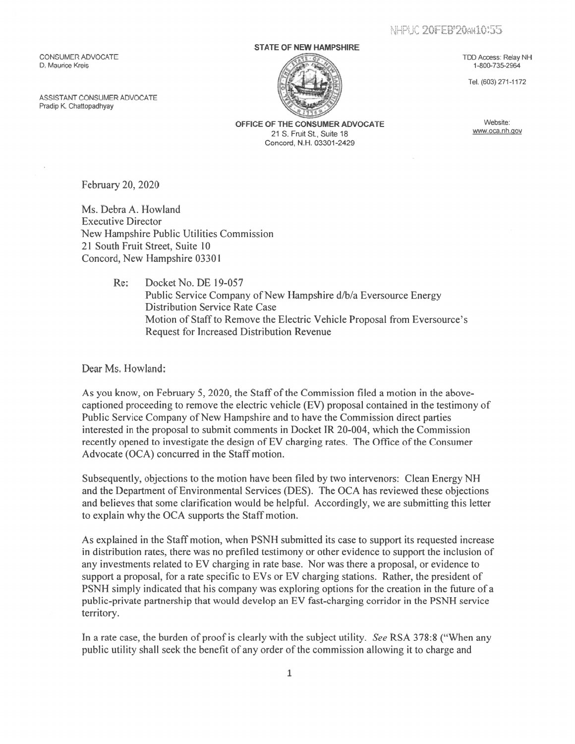NHPUC 20FEB'20AM10:55

CONSUMER ADVOCATE
D. Maurice Kreis

ASSISTANT CONSUMER ADVOCATE
Pradip K. Chattopadhyay

**STATE OF NEW HAMPSHIRE**

**OFFICE OF THE CONSUMER ADVOCATE**
21 S. Fruit St., Suite 18
Concord, N.H. 03301-2429

TDD Access: Relay NH
1-800-735-2964

Tel. (603) 271-1172

Website:
www.oca.nh.gov

February 20, 2020

Ms. Debra A. Howland
Executive Director
New Hampshire Public Utilities Commission
21 South Fruit Street, Suite 10
Concord, New Hampshire 03301

Re: Docket No. DE 19-057
Public Service Company of New Hampshire d/b/a Eversource Energy
Distribution Service Rate Case
Motion of Staff to Remove the Electric Vehicle Proposal from Eversource's Request for Increased Distribution Revenue

Dear Ms. Howland:

As you know, on February 5, 2020, the Staff of the Commission filed a motion in the above-captioned proceeding to remove the electric vehicle (EV) proposal contained in the testimony of Public Service Company of New Hampshire and to have the Commission direct parties interested in the proposal to submit comments in Docket IR 20-004, which the Commission recently opened to investigate the design of EV charging rates. The Office of the Consumer Advocate (OCA) concurred in the Staff motion.

Subsequently, objections to the motion have been filed by two intervenors: Clean Energy NH and the Department of Environmental Services (DES). The OCA has reviewed these objections and believes that some clarification would be helpful. Accordingly, we are submitting this letter to explain why the OCA supports the Staff motion.

As explained in the Staff motion, when PSNH submitted its case to support its requested increase in distribution rates, there was no prefiled testimony or other evidence to support the inclusion of any investments related to EV charging in rate base. Nor was there a proposal, or evidence to support a proposal, for a rate specific to EVs or EV charging stations. Rather, the president of PSNH simply indicated that his company was exploring options for the creation in the future of a public-private partnership that would develop an EV fast-charging corridor in the PSNH service territory.

In a rate case, the burden of proof is clearly with the subject utility. *See* RSA 378:8 ("When any public utility shall seek the benefit of any order of the commission allowing it to charge and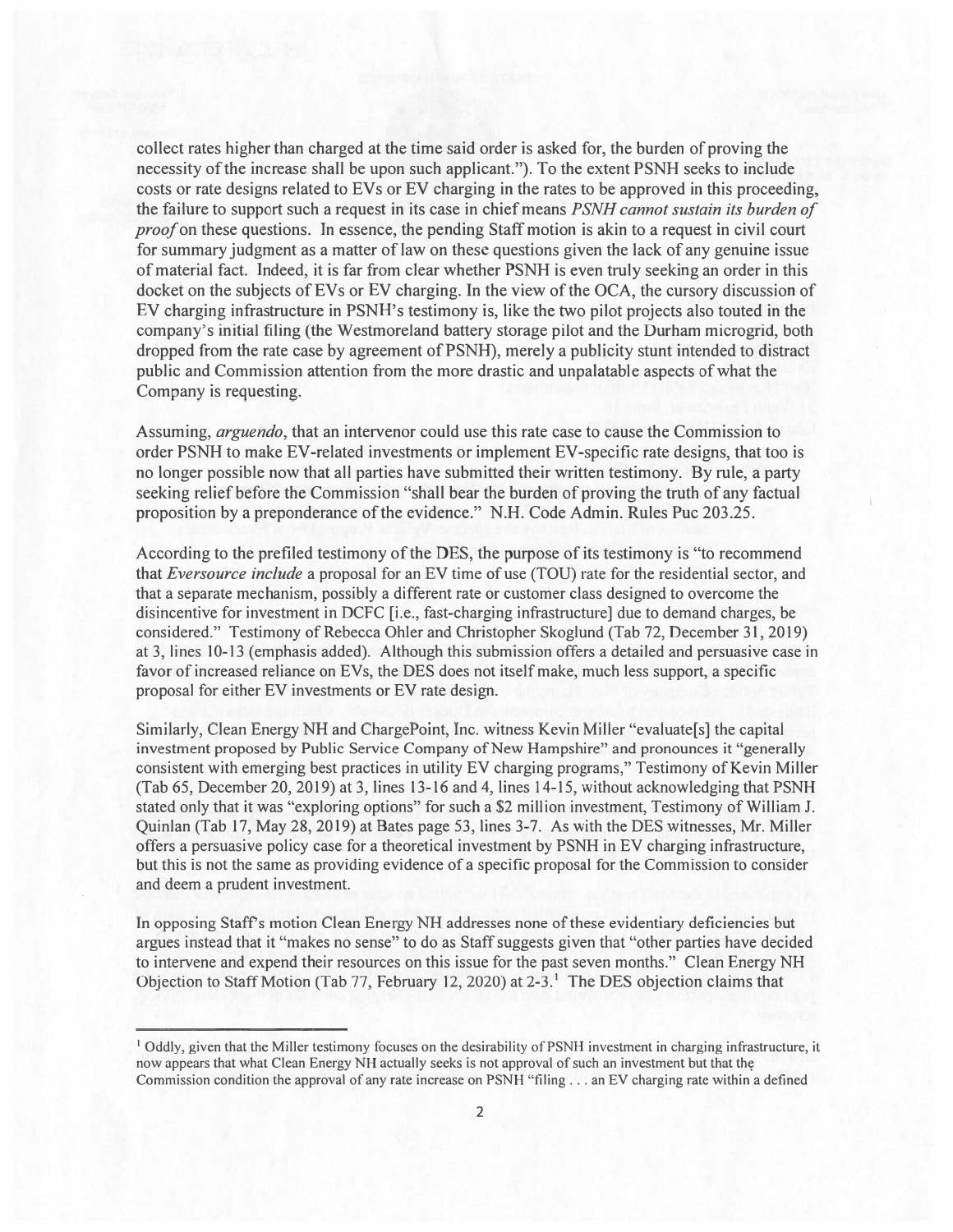collect rates higher than charged at the time said order is asked for, the burden of proving the necessity of the increase shall be upon such applicant."). To the extent PSNH seeks to include costs or rate designs related to EVs or EV charging in the rates to be approved in this proceeding, the failure to support such a request in its case in chief means *PSNH cannot sustain its burden of proof* on these questions. In essence, the pending Staff motion is akin to a request in civil court for summary judgment as a matter of law on these questions given the lack of any genuine issue of material fact. Indeed, it is far from clear whether PSNH is even truly seeking an order in this docket on the subjects of EVs or EV charging. In the view of the OCA, the cursory discussion of EV charging infrastructure in PSNH's testimony is, like the two pilot projects also touted in the company's initial filing (the Westmoreland battery storage pilot and the Durham microgrid, both dropped from the rate case by agreement of PSNH), merely a publicity stunt intended to distract public and Commission attention from the more drastic and unpalatable aspects of what the Company is requesting.

Assuming, *arguendo*, that an intervenor could use this rate case to cause the Commission to order PSNH to make EV-related investments or implement EV-specific rate designs, that too is no longer possible now that all parties have submitted their written testimony. By rule, a party seeking relief before the Commission "shall bear the burden of proving the truth of any factual proposition by a preponderance of the evidence." N.H. Code Admin. Rules Puc 203.25.

According to the prefiled testimony of the DES, the purpose of its testimony is "to recommend that *Eversource include* a proposal for an EV time of use (TOU) rate for the residential sector, and that a separate mechanism, possibly a different rate or customer class designed to overcome the disincentive for investment in DCFC [i.e., fast-charging infrastructure] due to demand charges, be considered." Testimony of Rebecca Ohler and Christopher Skoglund (Tab 72, December 31, 2019) at 3, lines 10-13 (emphasis added). Although this submission offers a detailed and persuasive case in favor of increased reliance on EVs, the DES does not itself make, much less support, a specific proposal for either EV investments or EV rate design.

Similarly, Clean Energy NH and ChargePoint, Inc. witness Kevin Miller "evaluate[s] the capital investment proposed by Public Service Company of New Hampshire" and pronounces it "generally consistent with emerging best practices in utility EV charging programs," Testimony of Kevin Miller (Tab 65, December 20, 2019) at 3, lines 13-16 and 4, lines 14-15, without acknowledging that PSNH stated only that it was "exploring options" for such a $2 million investment, Testimony of William J. Quinlan (Tab 17, May 28, 2019) at Bates page 53, lines 3-7. As with the DES witnesses, Mr. Miller offers a persuasive policy case for a theoretical investment by PSNH in EV charging infrastructure, but this is not the same as providing evidence of a specific proposal for the Commission to consider and deem a prudent investment.

In opposing Staff's motion Clean Energy NH addresses none of these evidentiary deficiencies but argues instead that it "makes no sense" to do as Staff suggests given that "other parties have decided to intervene and expend their resources on this issue for the past seven months." Clean Energy NH Objection to Staff Motion (Tab 77, February 12, 2020) at 2-3.[1] The DES objection claims that

[1] Oddly, given that the Miller testimony focuses on the desirability of PSNH investment in charging infrastructure, it now appears that what Clean Energy NH actually seeks is not approval of such an investment but that the Commission condition the approval of any rate increase on PSNH "filing . . . an EV charging rate within a defined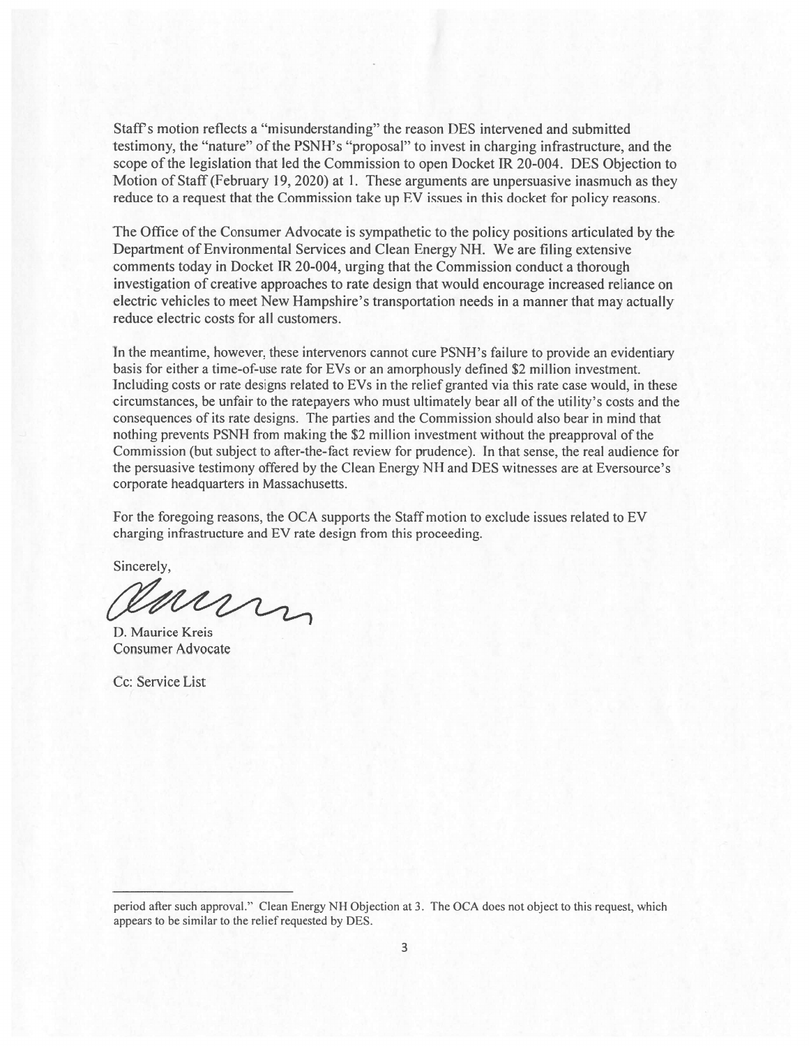Staff's motion reflects a "misunderstanding" the reason DES intervened and submitted testimony, the "nature" of the PSNH's "proposal" to invest in charging infrastructure, and the scope of the legislation that led the Commission to open Docket IR 20-004. DES Objection to Motion of Staff (February 19, 2020) at 1. These arguments are unpersuasive inasmuch as they reduce to a request that the Commission take up EV issues in this docket for policy reasons.

The Office of the Consumer Advocate is sympathetic to the policy positions articulated by the Department of Environmental Services and Clean Energy NH. We are filing extensive comments today in Docket IR 20-004, urging that the Commission conduct a thorough investigation of creative approaches to rate design that would encourage increased reliance on electric vehicles to meet New Hampshire's transportation needs in a manner that may actually reduce electric costs for all customers.

In the meantime, however, these intervenors cannot cure PSNH's failure to provide an evidentiary basis for either a time-of-use rate for EVs or an amorphously defined $2 million investment. Including costs or rate designs related to EVs in the relief granted via this rate case would, in these circumstances, be unfair to the ratepayers who must ultimately bear all of the utility's costs and the consequences of its rate designs. The parties and the Commission should also bear in mind that nothing prevents PSNH from making the $2 million investment without the preapproval of the Commission (but subject to after-the-fact review for prudence). In that sense, the real audience for the persuasive testimony offered by the Clean Energy NH and DES witnesses are at Eversource's corporate headquarters in Massachusetts.

For the foregoing reasons, the OCA supports the Staff motion to exclude issues related to EV charging infrastructure and EV rate design from this proceeding.

Sincerely,

D. Maurice Kreis
Consumer Advocate

Cc: Service List

---

period after such approval." Clean Energy NH Objection at 3. The OCA does not object to this request, which appears to be similar to the relief requested by DES.